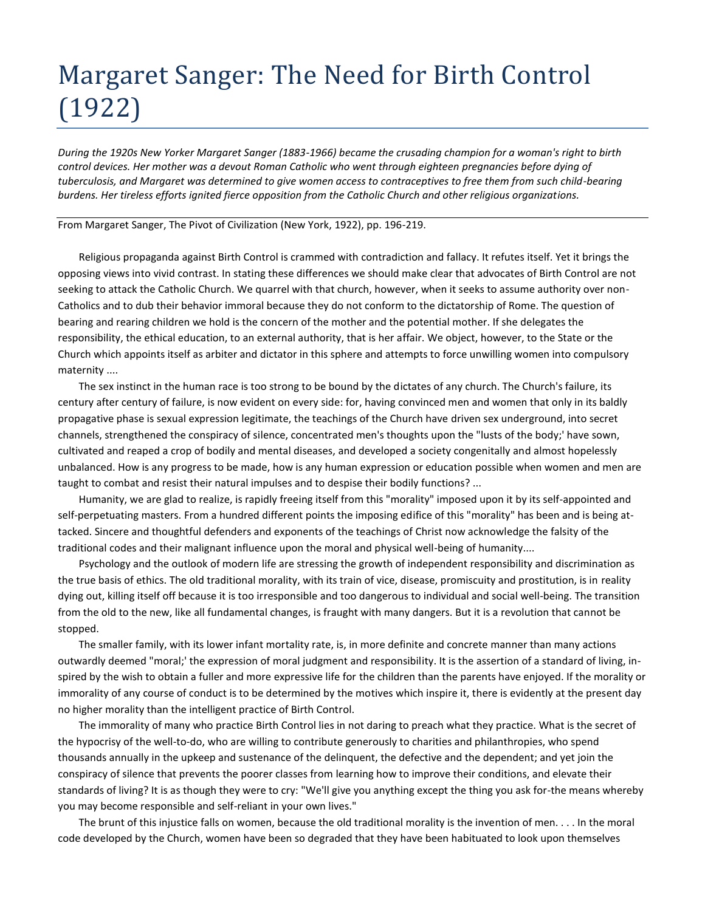# Margaret Sanger: The Need for Birth Control (1922)

*During the 1920s New Yorker Margaret Sanger (1883-1966) became the crusading champion for a woman's right to birth control devices. Her mother was a devout Roman Catholic who went through eighteen pregnancies before dying of tuberculosis, and Margaret was determined to give women access to contraceptives to free them from such child-bearing burdens. Her tireless efforts ignited fierce opposition from the Catholic Church and other religious organizations.*

From Margaret Sanger, The Pivot of Civilization (New York, 1922), pp. 196-219.

Religious propaganda against Birth Control is crammed with contradiction and fallacy. It refutes itself. Yet it brings the opposing views into vivid contrast. In stating these differences we should make clear that advocates of Birth Control are not seeking to attack the Catholic Church. We quarrel with that church, however, when it seeks to assume authority over non-Catholics and to dub their behavior immoral because they do not conform to the dictatorship of Rome. The question of bearing and rearing children we hold is the concern of the mother and the potential mother. If she delegates the responsibility, the ethical education, to an external authority, that is her affair. We object, however, to the State or the Church which appoints itself as arbiter and dictator in this sphere and attempts to force unwilling women into compulsory maternity ....

The sex instinct in the human race is too strong to be bound by the dictates of any church. The Church's failure, its century after century of failure, is now evident on every side: for, having convinced men and women that only in its baldly propagative phase is sexual expression legitimate, the teachings of the Church have driven sex underground, into secret channels, strengthened the conspiracy of silence, concentrated men's thoughts upon the "lusts of the body;' have sown, cultivated and reaped a crop of bodily and mental diseases, and developed a society congenitally and almost hopelessly unbalanced. How is any progress to be made, how is any human expression or education possible when women and men are taught to combat and resist their natural impulses and to despise their bodily functions? ...

Humanity, we are glad to realize, is rapidly freeing itself from this "morality" imposed upon it by its self-appointed and self-perpetuating masters. From a hundred different points the imposing edifice of this "morality" has been and is being attacked. Sincere and thoughtful defenders and exponents of the teachings of Christ now acknowledge the falsity of the traditional codes and their malignant influence upon the moral and physical well-being of humanity....

Psychology and the outlook of modern life are stressing the growth of independent responsibility and discrimination as the true basis of ethics. The old traditional morality, with its train of vice, disease, promiscuity and prostitution, is in reality dying out, killing itself off because it is too irresponsible and too dangerous to individual and social well-being. The transition from the old to the new, like all fundamental changes, is fraught with many dangers. But it is a revolution that cannot be stopped.

The smaller family, with its lower infant mortality rate, is, in more definite and concrete manner than many actions outwardly deemed "moral;' the expression of moral judgment and responsibility. It is the assertion of a standard of living, inspired by the wish to obtain a fuller and more expressive life for the children than the parents have enjoyed. If the morality or immorality of any course of conduct is to be determined by the motives which inspire it, there is evidently at the present day no higher morality than the intelligent practice of Birth Control.

The immorality of many who practice Birth Control lies in not daring to preach what they practice. What is the secret of the hypocrisy of the well-to-do, who are willing to contribute generously to charities and philanthropies, who spend thousands annually in the upkeep and sustenance of the delinquent, the defective and the dependent; and yet join the conspiracy of silence that prevents the poorer classes from learning how to improve their conditions, and elevate their standards of living? It is as though they were to cry: "We'll give you anything except the thing you ask for-the means whereby you may become responsible and self-reliant in your own lives."

The brunt of this injustice falls on women, because the old traditional morality is the invention of men. . . . In the moral code developed by the Church, women have been so degraded that they have been habituated to look upon themselves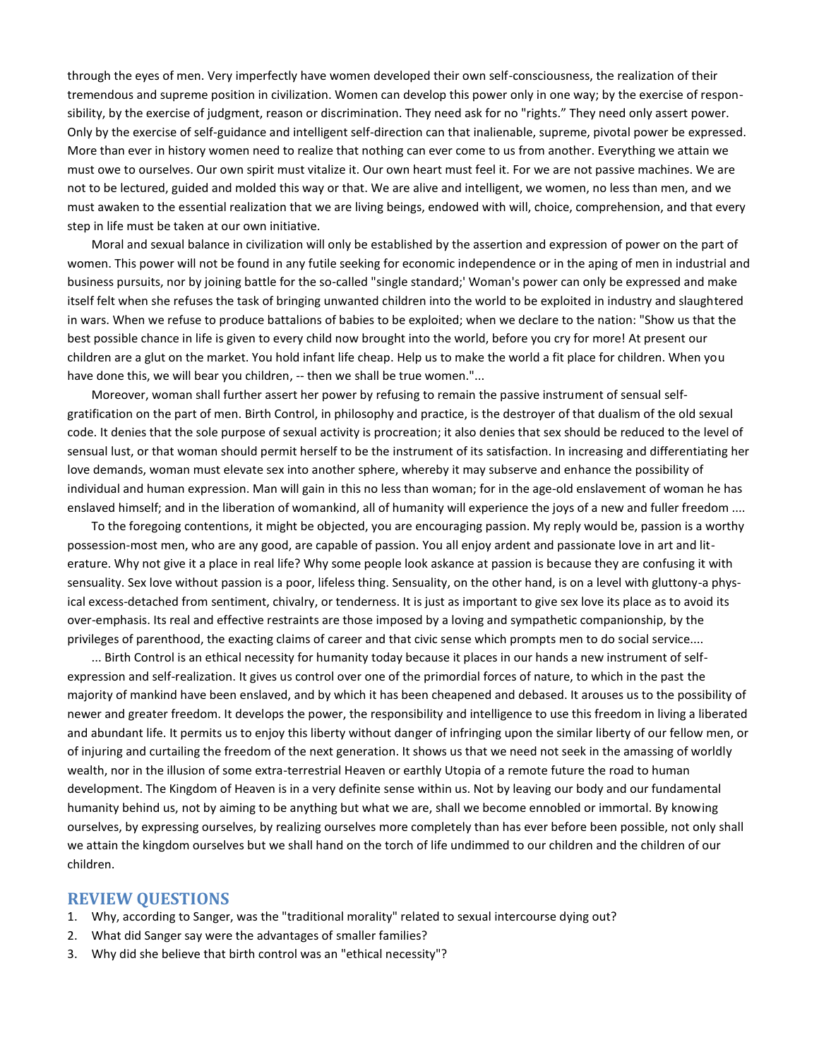through the eyes of men. Very imperfectly have women developed their own self-consciousness, the realization of their tremendous and supreme position in civilization. Women can develop this power only in one way; by the exercise of responsibility, by the exercise of judgment, reason or discrimination. They need ask for no "rights." They need only assert power. Only by the exercise of self-guidance and intelligent self-direction can that inalienable, supreme, pivotal power be expressed. More than ever in history women need to realize that nothing can ever come to us from another. Everything we attain we must owe to ourselves. Our own spirit must vitalize it. Our own heart must feel it. For we are not passive machines. We are not to be lectured, guided and molded this way or that. We are alive and intelligent, we women, no less than men, and we must awaken to the essential realization that we are living beings, endowed with will, choice, comprehension, and that every step in life must be taken at our own initiative.

Moral and sexual balance in civilization will only be established by the assertion and expression of power on the part of women. This power will not be found in any futile seeking for economic independence or in the aping of men in industrial and business pursuits, nor by joining battle for the so-called "single standard;' Woman's power can only be expressed and make itself felt when she refuses the task of bringing unwanted children into the world to be exploited in industry and slaughtered in wars. When we refuse to produce battalions of babies to be exploited; when we declare to the nation: "Show us that the best possible chance in life is given to every child now brought into the world, before you cry for more! At present our children are a glut on the market. You hold infant life cheap. Help us to make the world a fit place for children. When you have done this, we will bear you children, -- then we shall be true women."...

Moreover, woman shall further assert her power by refusing to remain the passive instrument of sensual self-gratification on the part of men. Birth Control, in philosophy and practice, is the destroyer of that dualism of the old sexual code. It denies that the sole purpose of sexual activity is procreation; it also denies that sex should be reduced to the level of sensual lust, or that woman should permit herself to be the instrument of its satisfaction. In increasing and differentiating her love demands, woman must elevate sex into another sphere, whereby it may subserve and enhance the possibility of individual and human expression. Man will gain in this no less than woman; for in the age-old enslavement of woman he has enslaved himself; and in the liberation of womankind, all of humanity will experience the joys of a new and fuller freedom ....

To the foregoing contentions, it might be objected, you are encouraging passion. My reply would be, passion is a worthy possession-most men, who are any good, are capable of passion. You all enjoy ardent and passionate love in art and literature. Why not give it a place in real life? Why some people look askance at passion is because they are confusing it with sensuality. Sex love without passion is a poor, lifeless thing. Sensuality, on the other hand, is on a level with gluttony-a physical excess-detached from sentiment, chivalry, or tenderness. It is just as important to give sex love its place as to avoid its over-emphasis. Its real and effective restraints are those imposed by a loving and sympathetic companionship, by the privileges of parenthood, the exacting claims of career and that civic sense which prompts men to do social service....

... Birth Control is an ethical necessity for humanity today because it places in our hands a new instrument of self-expression and self-realization. It gives us control over one of the primordial forces of nature, to which in the past the majority of mankind have been enslaved, and by which it has been cheapened and debased. It arouses us to the possibility of newer and greater freedom. It develops the power, the responsibility and intelligence to use this freedom in living a liberated and abundant life. It permits us to enjoy this liberty without danger of infringing upon the similar liberty of our fellow men, or of injuring and curtailing the freedom of the next generation. It shows us that we need not seek in the amassing of worldly wealth, nor in the illusion of some extra-terrestrial Heaven or earthly Utopia of a remote future the road to human development. The Kingdom of Heaven is in a very definite sense within us. Not by leaving our body and our fundamental humanity behind us, not by aiming to be anything but what we are, shall we become ennobled or immortal. By knowing ourselves, by expressing ourselves, by realizing ourselves more completely than has ever before been possible, not only shall we attain the kingdom ourselves but we shall hand on the torch of life undimmed to our children and the children of our children.

## REVIEW QUESTIONS

1. Why, according to Sanger, was the "traditional morality" related to sexual intercourse dying out?
2. What did Sanger say were the advantages of smaller families?
3. Why did she believe that birth control was an "ethical necessity"?